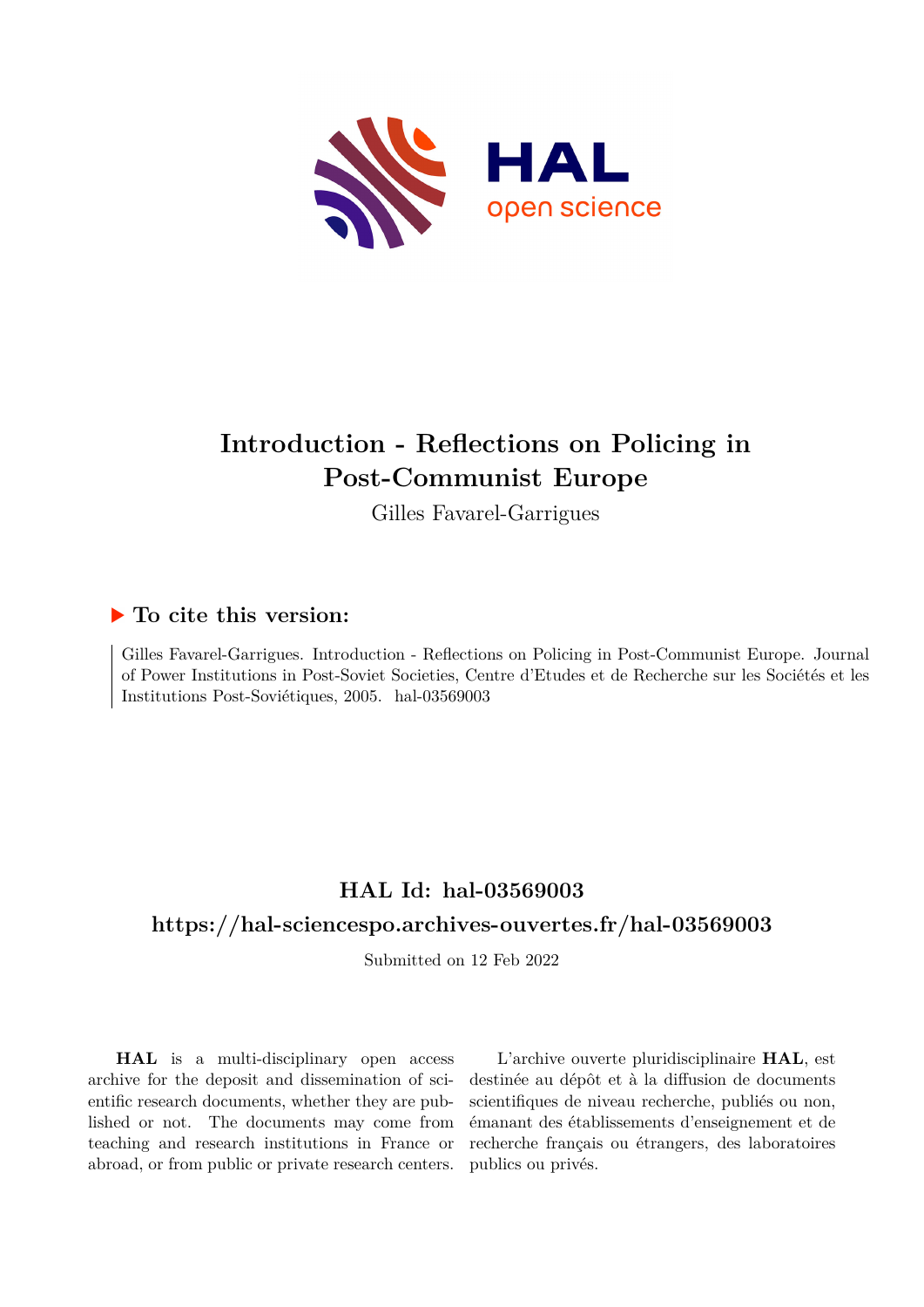# Introduction - Reflections on Policing in Post-Communist Europe

Gilles Favarel-Garrigues

## To cite this version:

Gilles Favarel-Garrigues. Introduction - Reflections on Policing in Post-Communist Europe. Journal of Power Institutions in Post-Soviet Societies, Centre d'Etudes et de Recherche sur les Sociétés et les Institutions Post-Soviétiques, 2005. hal-03569003

## HAL Id: hal-03569003

## https://hal-sciencespo.archives-ouvertes.fr/hal-03569003

Submitted on 12 Feb 2022

**HAL** is a multi-disciplinary open access archive for the deposit and dissemination of scientific research documents, whether they are published or not. The documents may come from teaching and research institutions in France or abroad, or from public or private research centers.

L'archive ouverte pluridisciplinaire **HAL**, est destinée au dépôt et à la diffusion de documents scientifiques de niveau recherche, publiés ou non, émanant des établissements d'enseignement et de recherche français ou étrangers, des laboratoires publics ou privés.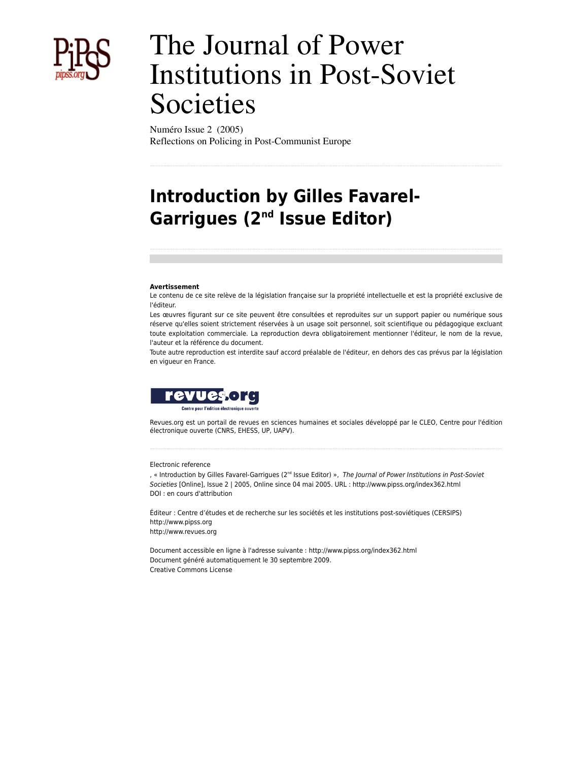# The Journal of Power Institutions in Post-Soviet Societies

Numéro Issue 2 (2005)
Reflections on Policing in Post-Communist Europe

## Introduction by Gilles Favarel-Garrigues (2nd Issue Editor)

**Avertissement**
Le contenu de ce site relève de la législation française sur la propriété intellectuelle et est la propriété exclusive de l'éditeur.
Les œuvres figurant sur ce site peuvent être consultées et reproduites sur un support papier ou numérique sous réserve qu'elles soient strictement réservées à un usage soit personnel, soit scientifique ou pédagogique excluant toute exploitation commerciale. La reproduction devra obligatoirement mentionner l'éditeur, le nom de la revue, l'auteur et la référence du document.
Toute autre reproduction est interdite sauf accord préalable de l'éditeur, en dehors des cas prévus par la législation en vigueur en France.

revues.org
Centre pour l'édition électronique ouverte

Revues.org est un portail de revues en sciences humaines et sociales développé par le CLEO, Centre pour l'édition électronique ouverte (CNRS, EHESS, UP, UAPV).

Electronic reference
, « Introduction by Gilles Favarel-Garrigues (2nd Issue Editor) », *The Journal of Power Institutions in Post-Soviet Societies* [Online], Issue 2 | 2005, Online since 04 mai 2005. URL : http://www.pipss.org/index362.html
DOI : en cours d'attribution

Éditeur : Centre d'études et de recherche sur les sociétés et les institutions post-soviétiques (CERSIPS)
http://www.pipss.org
http://www.revues.org

Document accessible en ligne à l'adresse suivante : http://www.pipss.org/index362.html
Document généré automatiquement le 30 septembre 2009.
Creative Commons License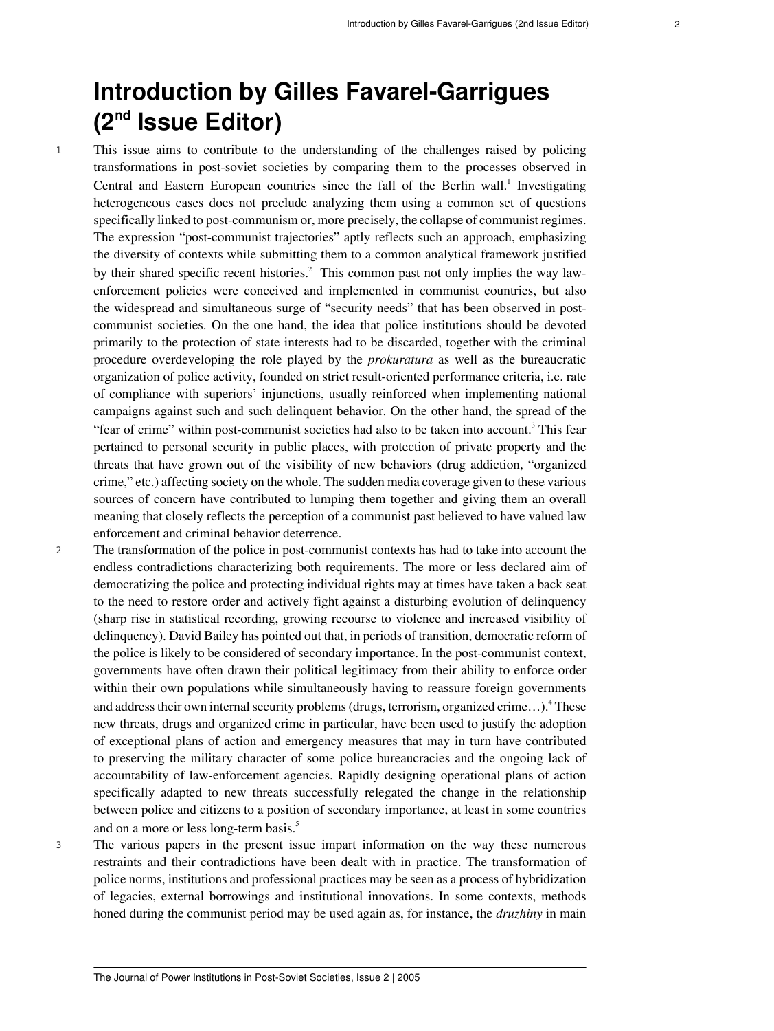# Introduction by Gilles Favarel-Garrigues (2nd Issue Editor)

This issue aims to contribute to the understanding of the challenges raised by policing transformations in post-soviet societies by comparing them to the processes observed in Central and Eastern European countries since the fall of the Berlin wall.[1] Investigating heterogeneous cases does not preclude analyzing them using a common set of questions specifically linked to post-communism or, more precisely, the collapse of communist regimes. The expression "post-communist trajectories" aptly reflects such an approach, emphasizing the diversity of contexts while submitting them to a common analytical framework justified by their shared specific recent histories.[2] This common past not only implies the way law-enforcement policies were conceived and implemented in communist countries, but also the widespread and simultaneous surge of "security needs" that has been observed in post-communist societies. On the one hand, the idea that police institutions should be devoted primarily to the protection of state interests had to be discarded, together with the criminal procedure overdeveloping the role played by the *prokuratura* as well as the bureaucratic organization of police activity, founded on strict result-oriented performance criteria, i.e. rate of compliance with superiors' injunctions, usually reinforced when implementing national campaigns against such and such delinquent behavior. On the other hand, the spread of the "fear of crime" within post-communist societies had also to be taken into account.[3] This fear pertained to personal security in public places, with protection of private property and the threats that have grown out of the visibility of new behaviors (drug addiction, "organized crime," etc.) affecting society on the whole. The sudden media coverage given to these various sources of concern have contributed to lumping them together and giving them an overall meaning that closely reflects the perception of a communist past believed to have valued law enforcement and criminal behavior deterrence.

The transformation of the police in post-communist contexts has had to take into account the endless contradictions characterizing both requirements. The more or less declared aim of democratizing the police and protecting individual rights may at times have taken a back seat to the need to restore order and actively fight against a disturbing evolution of delinquency (sharp rise in statistical recording, growing recourse to violence and increased visibility of delinquency). David Bailey has pointed out that, in periods of transition, democratic reform of the police is likely to be considered of secondary importance. In the post-communist context, governments have often drawn their political legitimacy from their ability to enforce order within their own populations while simultaneously having to reassure foreign governments and address their own internal security problems (drugs, terrorism, organized crime…).[4] These new threats, drugs and organized crime in particular, have been used to justify the adoption of exceptional plans of action and emergency measures that may in turn have contributed to preserving the military character of some police bureaucracies and the ongoing lack of accountability of law-enforcement agencies. Rapidly designing operational plans of action specifically adapted to new threats successfully relegated the change in the relationship between police and citizens to a position of secondary importance, at least in some countries and on a more or less long-term basis.[5]

The various papers in the present issue impart information on the way these numerous restraints and their contradictions have been dealt with in practice. The transformation of police norms, institutions and professional practices may be seen as a process of hybridization of legacies, external borrowings and institutional innovations. In some contexts, methods honed during the communist period may be used again as, for instance, the *druzhiny* in main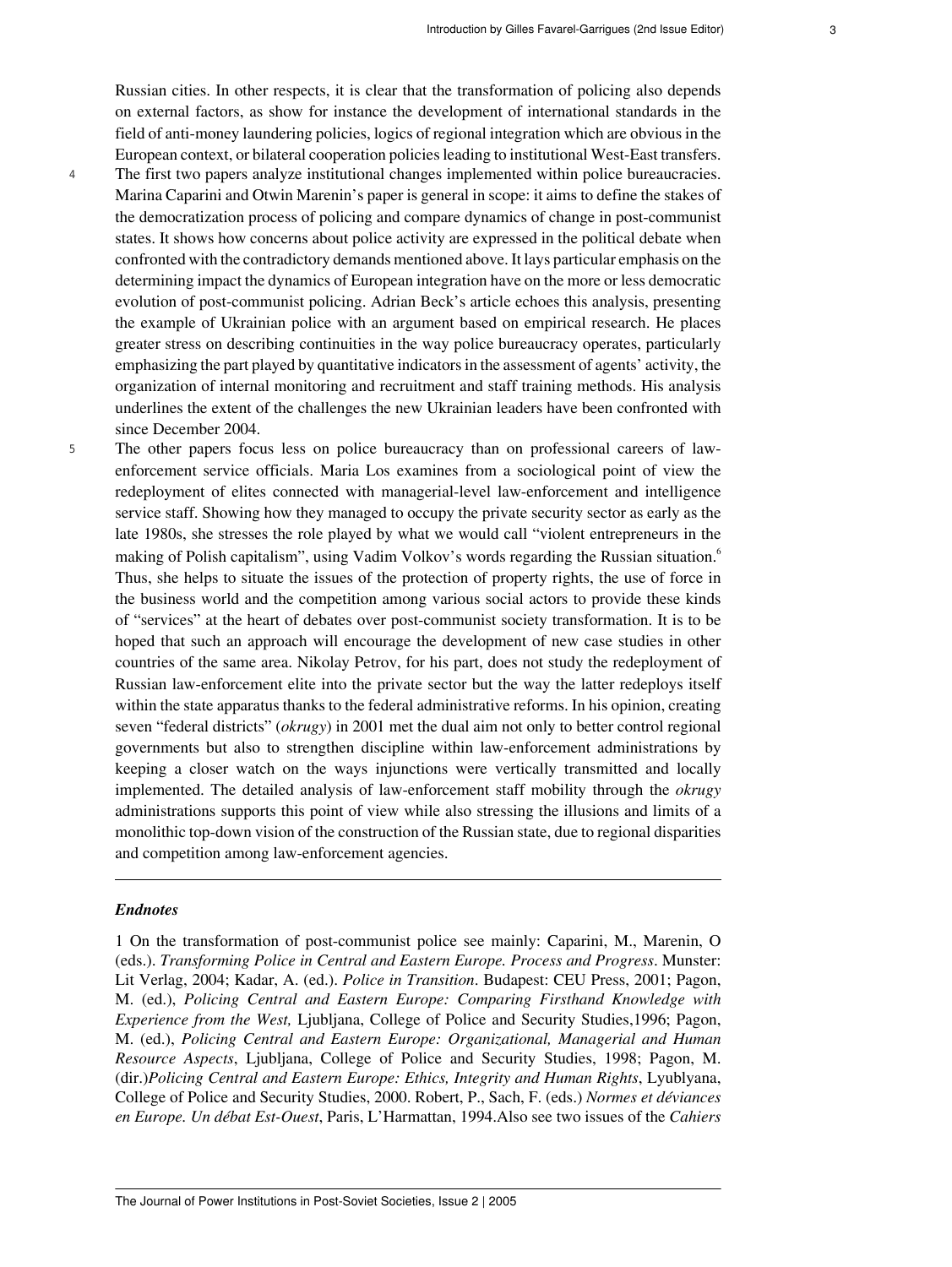Russian cities. In other respects, it is clear that the transformation of policing also depends on external factors, as show for instance the development of international standards in the field of anti-money laundering policies, logics of regional integration which are obvious in the European context, or bilateral cooperation policies leading to institutional West-East transfers.

4 The first two papers analyze institutional changes implemented within police bureaucracies. Marina Caparini and Otwin Marenin's paper is general in scope: it aims to define the stakes of the democratization process of policing and compare dynamics of change in post-communist states. It shows how concerns about police activity are expressed in the political debate when confronted with the contradictory demands mentioned above. It lays particular emphasis on the determining impact the dynamics of European integration have on the more or less democratic evolution of post-communist policing. Adrian Beck's article echoes this analysis, presenting the example of Ukrainian police with an argument based on empirical research. He places greater stress on describing continuities in the way police bureaucracy operates, particularly emphasizing the part played by quantitative indicators in the assessment of agents' activity, the organization of internal monitoring and recruitment and staff training methods. His analysis underlines the extent of the challenges the new Ukrainian leaders have been confronted with since December 2004.

5 The other papers focus less on police bureaucracy than on professional careers of law-enforcement service officials. Maria Los examines from a sociological point of view the redeployment of elites connected with managerial-level law-enforcement and intelligence service staff. Showing how they managed to occupy the private security sector as early as the late 1980s, she stresses the role played by what we would call "violent entrepreneurs in the making of Polish capitalism", using Vadim Volkov's words regarding the Russian situation.[6] Thus, she helps to situate the issues of the protection of property rights, the use of force in the business world and the competition among various social actors to provide these kinds of "services" at the heart of debates over post-communist society transformation. It is to be hoped that such an approach will encourage the development of new case studies in other countries of the same area. Nikolay Petrov, for his part, does not study the redeployment of Russian law-enforcement elite into the private sector but the way the latter redeploys itself within the state apparatus thanks to the federal administrative reforms. In his opinion, creating seven "federal districts" (*okrugy*) in 2001 met the dual aim not only to better control regional governments but also to strengthen discipline within law-enforcement administrations by keeping a closer watch on the ways injunctions were vertically transmitted and locally implemented. The detailed analysis of law-enforcement staff mobility through the *okrugy* administrations supports this point of view while also stressing the illusions and limits of a monolithic top-down vision of the construction of the Russian state, due to regional disparities and competition among law-enforcement agencies.

---

### *Endnotes*

1 On the transformation of post-communist police see mainly: Caparini, M., Marenin, O (eds.). *Transforming Police in Central and Eastern Europe. Process and Progress*. Munster: Lit Verlag, 2004; Kadar, A. (ed.). *Police in Transition*. Budapest: CEU Press, 2001; Pagon, M. (ed.), *Policing Central and Eastern Europe: Comparing Firsthand Knowledge with Experience from the West,* Ljubljana, College of Police and Security Studies,1996; Pagon, M. (ed.), *Policing Central and Eastern Europe: Organizational, Managerial and Human Resource Aspects*, Ljubljana, College of Police and Security Studies, 1998; Pagon, M. (dir.)*Policing Central and Eastern Europe: Ethics, Integrity and Human Rights*, Lyublyana, College of Police and Security Studies, 2000. Robert, P., Sach, F. (eds.) *Normes et déviances en Europe. Un débat Est-Ouest*, Paris, L'Harmattan, 1994.Also see two issues of the *Cahiers*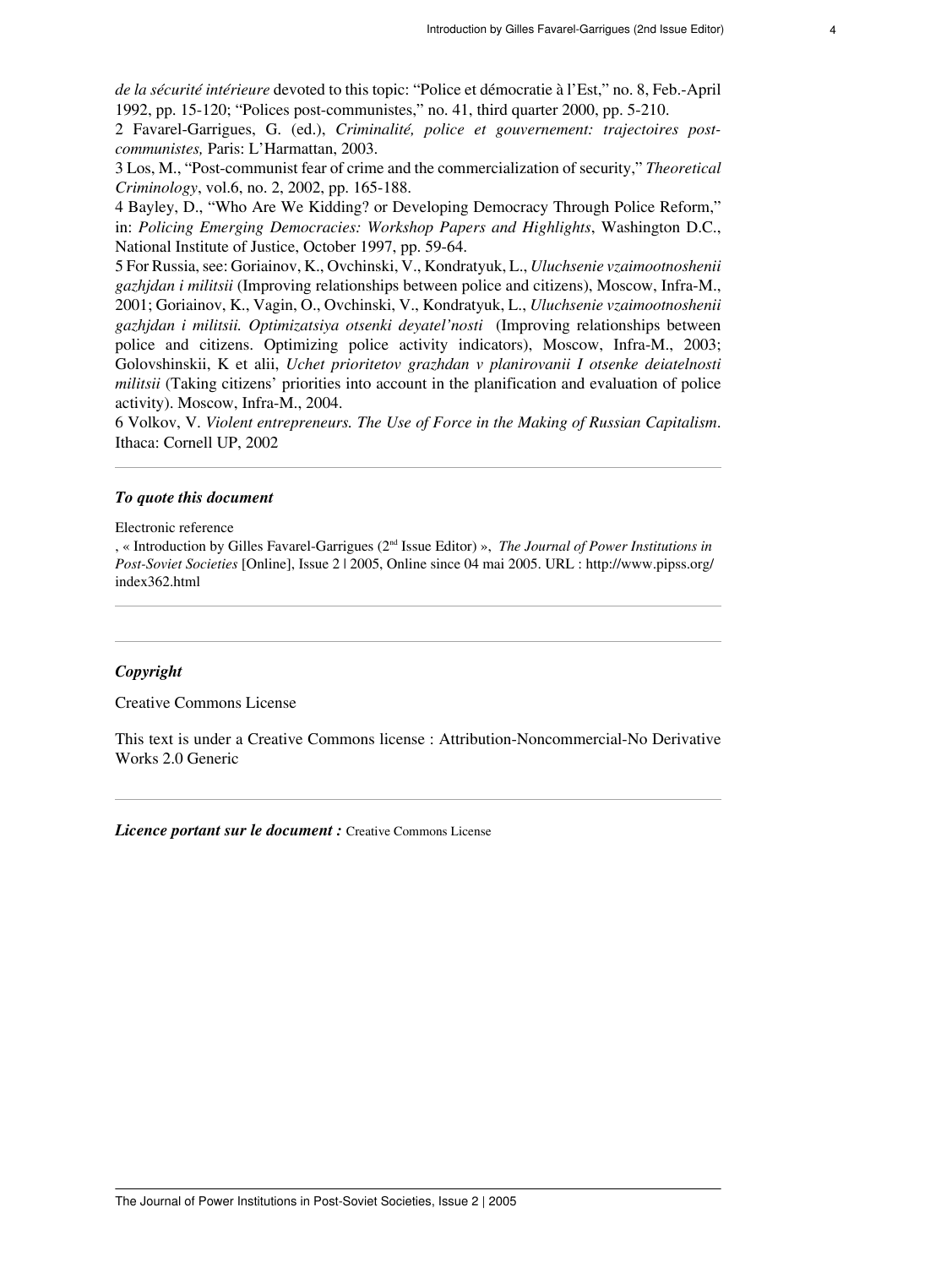*de la sécurité intérieure* devoted to this topic: “Police et démocratie à l’Est,” no. 8, Feb.-April 1992, pp. 15-120; “Polices post-communistes,” no. 41, third quarter 2000, pp. 5-210.

2 Favarel-Garrigues, G. (ed.), *Criminalité, police et gouvernement: trajectoires post-communistes,* Paris: L’Harmattan, 2003.

3 Los, M., “Post-communist fear of crime and the commercialization of security,” *Theoretical Criminology*, vol.6, no. 2, 2002, pp. 165-188.

4 Bayley, D., “Who Are We Kidding? or Developing Democracy Through Police Reform,” in: *Policing Emerging Democracies: Workshop Papers and Highlights*, Washington D.C., National Institute of Justice, October 1997, pp. 59-64.

5 For Russia, see: Goriainov, K., Ovchinski, V., Kondratyuk, L., *Uluchsenie vzaimootnoshenii gazhjdan i militsii* (Improving relationships between police and citizens), Moscow, Infra-M., 2001; Goriainov, K., Vagin, O., Ovchinski, V., Kondratyuk, L., *Uluchsenie vzaimootnoshenii gazhjdan i militsii. Optimizatsiya otsenki deyatel’nosti* (Improving relationships between police and citizens. Optimizing police activity indicators), Moscow, Infra-M., 2003; Golovshinskii, K et alii, *Uchet prioritetov grazhdan v planirovanii I otsenke deiatelnosti militsii* (Taking citizens’ priorities into account in the planification and evaluation of police activity). Moscow, Infra-M., 2004.

6 Volkov, V. *Violent entrepreneurs. The Use of Force in the Making of Russian Capitalism*. Ithaca: Cornell UP, 2002

---

### *To quote this document*

Electronic reference

, « Introduction by Gilles Favarel-Garrigues (2nd Issue Editor) », *The Journal of Power Institutions in Post-Soviet Societies* [Online], Issue 2 | 2005, Online since 04 mai 2005. URL : http://www.pipss.org/index362.html

---

### *Copyright*

Creative Commons License

This text is under a Creative Commons license : Attribution-Noncommercial-No Derivative Works 2.0 Generic

---

***Licence portant sur le document :*** Creative Commons License